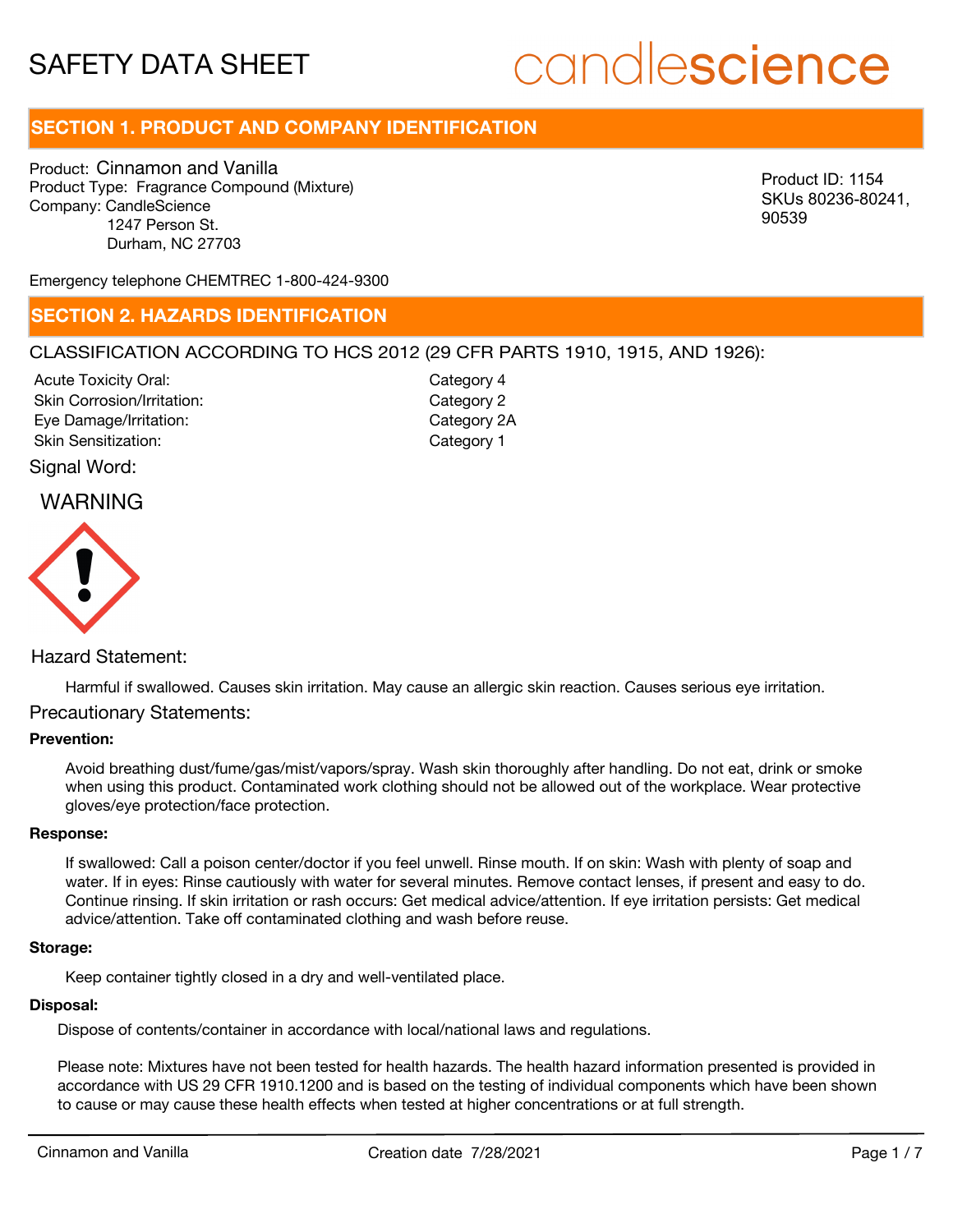# SAFETY DATA SHEET

candlescience

## SECTION 1. PRODUCT AND COMPANY IDENTIFICATION

Product: Cinnamon and Vanilla
Product Type: Fragrance Compound (Mixture)
Company: CandleScience
1247 Person St.
Durham, NC 27703

Product ID: 1154
SKUs 80236-80241, 90539

Emergency telephone CHEMTREC 1-800-424-9300

## SECTION 2. HAZARDS IDENTIFICATION

CLASSIFICATION ACCORDING TO HCS 2012 (29 CFR PARTS 1910, 1915, AND 1926):

| | |
|---|---|
| Acute Toxicity Oral: | Category 4 |
| Skin Corrosion/Irritation: | Category 2 |
| Eye Damage/Irritation: | Category 2A |
| Skin Sensitization: | Category 1 |

Signal Word:

WARNING

Hazard Statement:

Harmful if swallowed. Causes skin irritation. May cause an allergic skin reaction. Causes serious eye irritation.

Precautionary Statements:

**Prevention:**

Avoid breathing dust/fume/gas/mist/vapors/spray. Wash skin thoroughly after handling. Do not eat, drink or smoke when using this product. Contaminated work clothing should not be allowed out of the workplace. Wear protective gloves/eye protection/face protection.

**Response:**

If swallowed: Call a poison center/doctor if you feel unwell. Rinse mouth. If on skin: Wash with plenty of soap and water. If in eyes: Rinse cautiously with water for several minutes. Remove contact lenses, if present and easy to do. Continue rinsing. If skin irritation or rash occurs: Get medical advice/attention. If eye irritation persists: Get medical advice/attention. Take off contaminated clothing and wash before reuse.

**Storage:**

Keep container tightly closed in a dry and well-ventilated place.

**Disposal:**

Dispose of contents/container in accordance with local/national laws and regulations.

Please note: Mixtures have not been tested for health hazards. The health hazard information presented is provided in accordance with US 29 CFR 1910.1200 and is based on the testing of individual components which have been shown to cause or may cause these health effects when tested at higher concentrations or at full strength.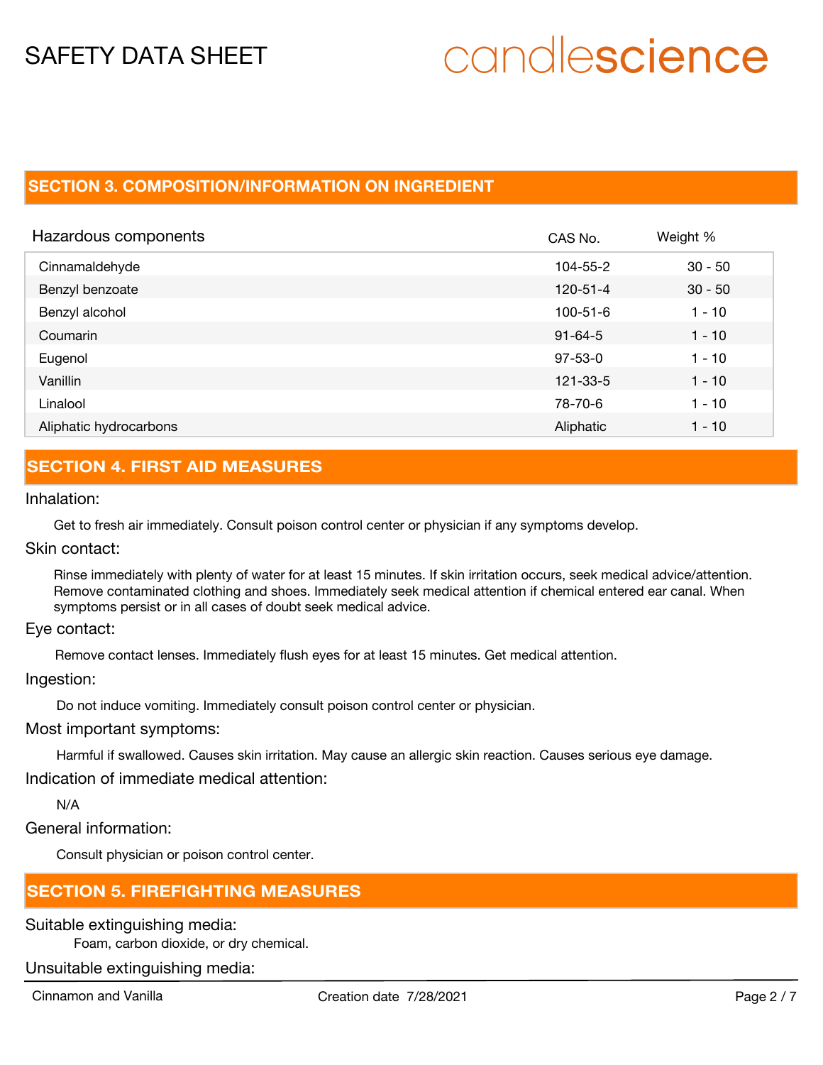## SECTION 3. COMPOSITION/INFORMATION ON INGREDIENT

| Hazardous components | CAS No. | Weight % |
| --- | --- | --- |
| Cinnamaldehyde | 104-55-2 | 30 - 50 |
| Benzyl benzoate | 120-51-4 | 30 - 50 |
| Benzyl alcohol | 100-51-6 | 1 - 10 |
| Coumarin | 91-64-5 | 1 - 10 |
| Eugenol | 97-53-0 | 1 - 10 |
| Vanillin | 121-33-5 | 1 - 10 |
| Linalool | 78-70-6 | 1 - 10 |
| Aliphatic hydrocarbons | Aliphatic | 1 - 10 |

## SECTION 4. FIRST AID MEASURES

Inhalation:

Get to fresh air immediately. Consult poison control center or physician if any symptoms develop.

Skin contact:

Rinse immediately with plenty of water for at least 15 minutes. If skin irritation occurs, seek medical advice/attention. Remove contaminated clothing and shoes. Immediately seek medical attention if chemical entered ear canal. When symptoms persist or in all cases of doubt seek medical advice.

Eye contact:

Remove contact lenses. Immediately flush eyes for at least 15 minutes. Get medical attention.

Ingestion:

Do not induce vomiting. Immediately consult poison control center or physician.

Most important symptoms:

Harmful if swallowed. Causes skin irritation. May cause an allergic skin reaction. Causes serious eye damage.

Indication of immediate medical attention:

N/A

General information:

Consult physician or poison control center.

## SECTION 5. FIREFIGHTING MEASURES

Suitable extinguishing media:

Foam, carbon dioxide, or dry chemical.

Unsuitable extinguishing media: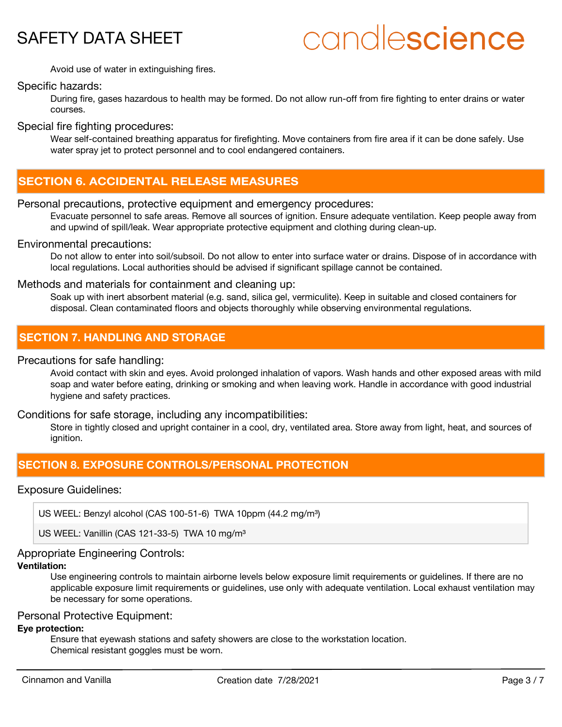Avoid use of water in extinguishing fires.

### Specific hazards:

During fire, gases hazardous to health may be formed. Do not allow run-off from fire fighting to enter drains or water courses.

### Special fire fighting procedures:

Wear self-contained breathing apparatus for firefighting. Move containers from fire area if it can be done safely. Use water spray jet to protect personnel and to cool endangered containers.

## SECTION 6. ACCIDENTAL RELEASE MEASURES

### Personal precautions, protective equipment and emergency procedures:

Evacuate personnel to safe areas. Remove all sources of ignition. Ensure adequate ventilation. Keep people away from and upwind of spill/leak. Wear appropriate protective equipment and clothing during clean-up.

### Environmental precautions:

Do not allow to enter into soil/subsoil. Do not allow to enter into surface water or drains. Dispose of in accordance with local regulations. Local authorities should be advised if significant spillage cannot be contained.

### Methods and materials for containment and cleaning up:

Soak up with inert absorbent material (e.g. sand, silica gel, vermiculite). Keep in suitable and closed containers for disposal. Clean contaminated floors and objects thoroughly while observing environmental regulations.

## SECTION 7. HANDLING AND STORAGE

### Precautions for safe handling:

Avoid contact with skin and eyes. Avoid prolonged inhalation of vapors. Wash hands and other exposed areas with mild soap and water before eating, drinking or smoking and when leaving work. Handle in accordance with good industrial hygiene and safety practices.

### Conditions for safe storage, including any incompatibilities:

Store in tightly closed and upright container in a cool, dry, ventilated area. Store away from light, heat, and sources of ignition.

## SECTION 8. EXPOSURE CONTROLS/PERSONAL PROTECTION

### Exposure Guidelines:

| |
|---|
| US WEEL: Benzyl alcohol (CAS 100-51-6) TWA 10ppm (44.2 mg/m³) |
| US WEEL: Vanillin (CAS 121-33-5) TWA 10 mg/m³ |

### Appropriate Engineering Controls:

**Ventilation:**

Use engineering controls to maintain airborne levels below exposure limit requirements or guidelines. If there are no applicable exposure limit requirements or guidelines, use only with adequate ventilation. Local exhaust ventilation may be necessary for some operations.

### Personal Protective Equipment:

**Eye protection:**

Ensure that eyewash stations and safety showers are close to the workstation location.
Chemical resistant goggles must be worn.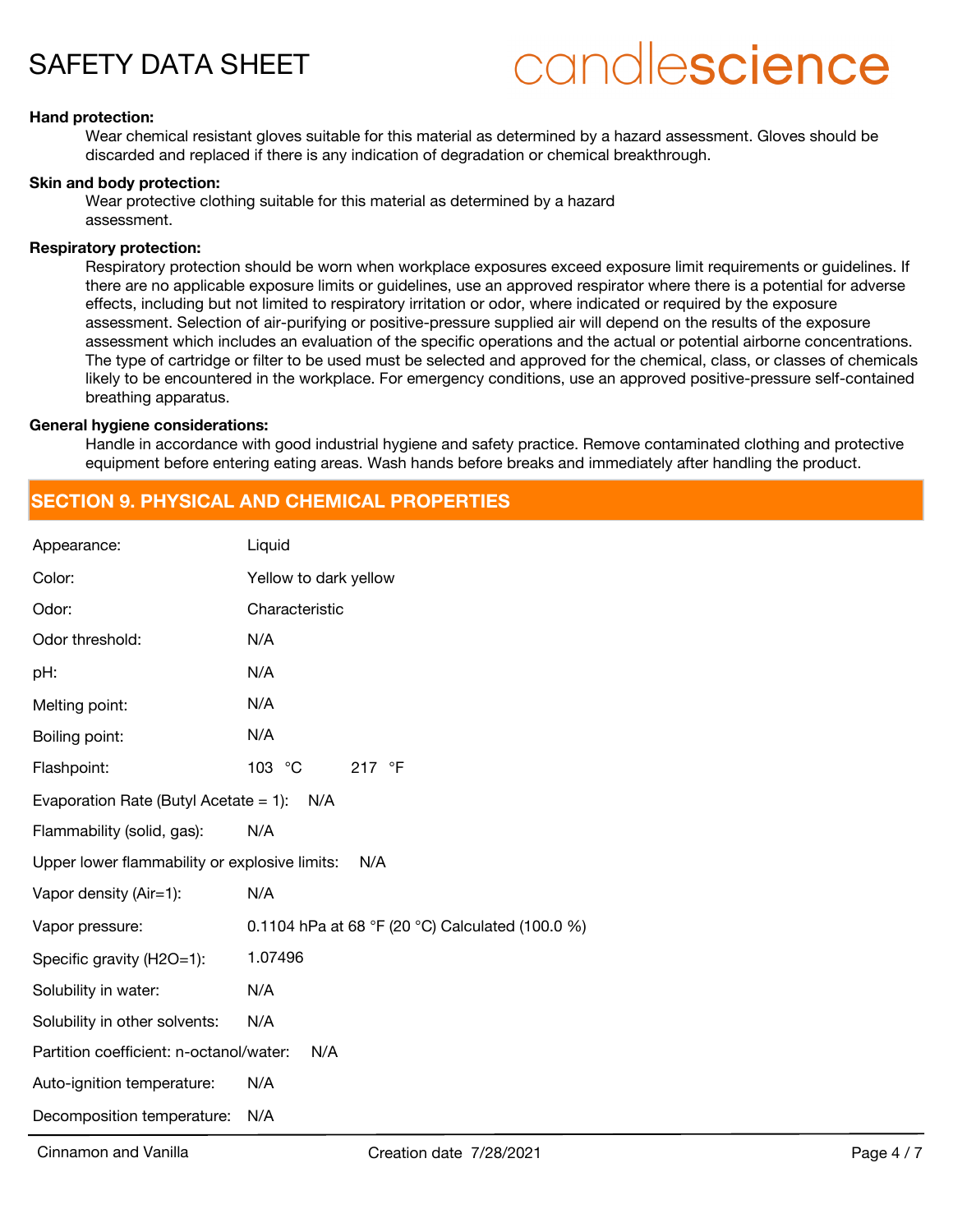**Hand protection:**

Wear chemical resistant gloves suitable for this material as determined by a hazard assessment. Gloves should be discarded and replaced if there is any indication of degradation or chemical breakthrough.

**Skin and body protection:**

Wear protective clothing suitable for this material as determined by a hazard assessment.

**Respiratory protection:**

Respiratory protection should be worn when workplace exposures exceed exposure limit requirements or guidelines. If there are no applicable exposure limits or guidelines, use an approved respirator where there is a potential for adverse effects, including but not limited to respiratory irritation or odor, where indicated or required by the exposure assessment. Selection of air-purifying or positive-pressure supplied air will depend on the results of the exposure assessment which includes an evaluation of the specific operations and the actual or potential airborne concentrations. The type of cartridge or filter to be used must be selected and approved for the chemical, class, or classes of chemicals likely to be encountered in the workplace. For emergency conditions, use an approved positive-pressure self-contained breathing apparatus.

**General hygiene considerations:**

Handle in accordance with good industrial hygiene and safety practice. Remove contaminated clothing and protective equipment before entering eating areas. Wash hands before breaks and immediately after handling the product.

## SECTION 9. PHYSICAL AND CHEMICAL PROPERTIES

| Property | Value |
|---|---|
| Appearance: | Liquid |
| Color: | Yellow to dark yellow |
| Odor: | Characteristic |
| Odor threshold: | N/A |
| pH: | N/A |
| Melting point: | N/A |
| Boiling point: | N/A |
| Flashpoint: | 103 °C 217 °F |
| Evaporation Rate (Butyl Acetate = 1): | N/A |
| Flammability (solid, gas): | N/A |
| Upper lower flammability or explosive limits: | N/A |
| Vapor density (Air=1): | N/A |
| Vapor pressure: | 0.1104 hPa at 68 °F (20 °C) Calculated (100.0 %) |
| Specific gravity (H2O=1): | 1.07496 |
| Solubility in water: | N/A |
| Solubility in other solvents: | N/A |
| Partition coefficient: n-octanol/water: | N/A |
| Auto-ignition temperature: | N/A |
| Decomposition temperature: | N/A |

Cinnamon and Vanilla    Creation date 7/28/2021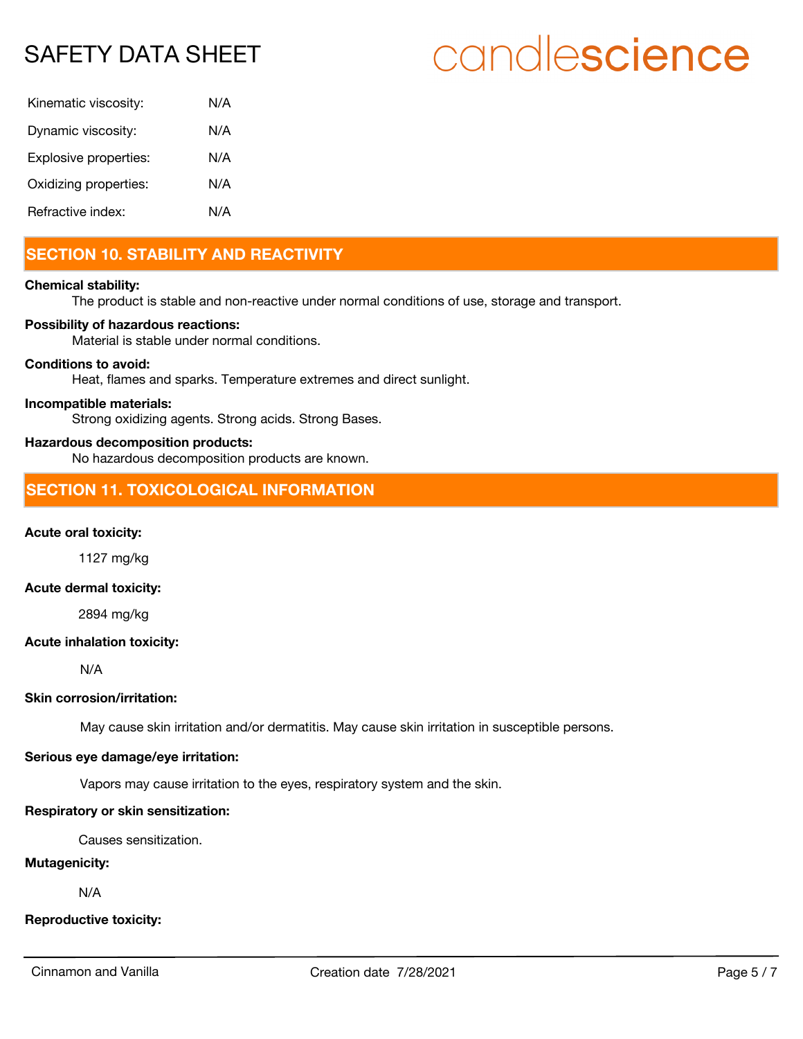| | |
|---|---|
| Kinematic viscosity: | N/A |
| Dynamic viscosity: | N/A |
| Explosive properties: | N/A |
| Oxidizing properties: | N/A |
| Refractive index: | N/A |

## SECTION 10. STABILITY AND REACTIVITY

**Chemical stability:**

The product is stable and non-reactive under normal conditions of use, storage and transport.

**Possibility of hazardous reactions:**

Material is stable under normal conditions.

**Conditions to avoid:**

Heat, flames and sparks. Temperature extremes and direct sunlight.

**Incompatible materials:**

Strong oxidizing agents. Strong acids. Strong Bases.

**Hazardous decomposition products:**

No hazardous decomposition products are known.

## SECTION 11. TOXICOLOGICAL INFORMATION

**Acute oral toxicity:**

1127 mg/kg

**Acute dermal toxicity:**

2894 mg/kg

**Acute inhalation toxicity:**

N/A

**Skin corrosion/irritation:**

May cause skin irritation and/or dermatitis. May cause skin irritation in susceptible persons.

**Serious eye damage/eye irritation:**

Vapors may cause irritation to the eyes, respiratory system and the skin.

**Respiratory or skin sensitization:**

Causes sensitization.

**Mutagenicity:**

N/A

**Reproductive toxicity:**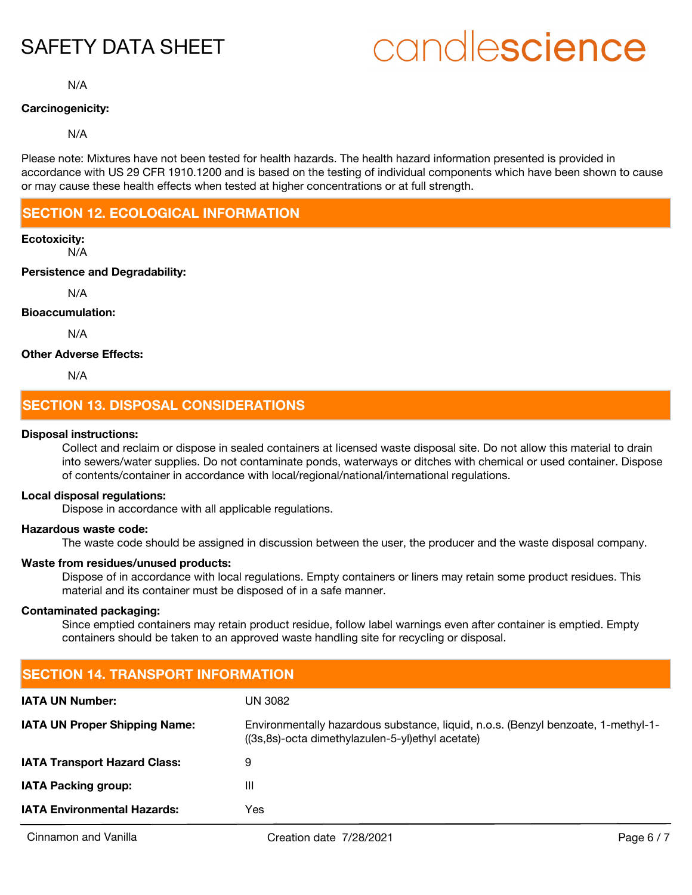N/A

**Carcinogenicity:**

N/A

Please note: Mixtures have not been tested for health hazards. The health hazard information presented is provided in accordance with US 29 CFR 1910.1200 and is based on the testing of individual components which have been shown to cause or may cause these health effects when tested at higher concentrations or at full strength.

## SECTION 12. ECOLOGICAL INFORMATION

**Ecotoxicity:**

N/A

**Persistence and Degradability:**

N/A

**Bioaccumulation:**

N/A

**Other Adverse Effects:**

N/A

## SECTION 13. DISPOSAL CONSIDERATIONS

**Disposal instructions:**

Collect and reclaim or dispose in sealed containers at licensed waste disposal site. Do not allow this material to drain into sewers/water supplies. Do not contaminate ponds, waterways or ditches with chemical or used container. Dispose of contents/container in accordance with local/regional/national/international regulations.

**Local disposal regulations:**

Dispose in accordance with all applicable regulations.

**Hazardous waste code:**

The waste code should be assigned in discussion between the user, the producer and the waste disposal company.

**Waste from residues/unused products:**

Dispose of in accordance with local regulations. Empty containers or liners may retain some product residues. This material and its container must be disposed of in a safe manner.

**Contaminated packaging:**

Since emptied containers may retain product residue, follow label warnings even after container is emptied. Empty containers should be taken to an approved waste handling site for recycling or disposal.

## SECTION 14. TRANSPORT INFORMATION

| | |
|---|---|
| **IATA UN Number:** | UN 3082 |
| **IATA UN Proper Shipping Name:** | Environmentally hazardous substance, liquid, n.o.s. (Benzyl benzoate, 1-methyl-1-((3s,8s)-octa dimethylazulen-5-yl)ethyl acetate) |
| **IATA Transport Hazard Class:** | 9 |
| **IATA Packing group:** | III |
| **IATA Environmental Hazards:** | Yes |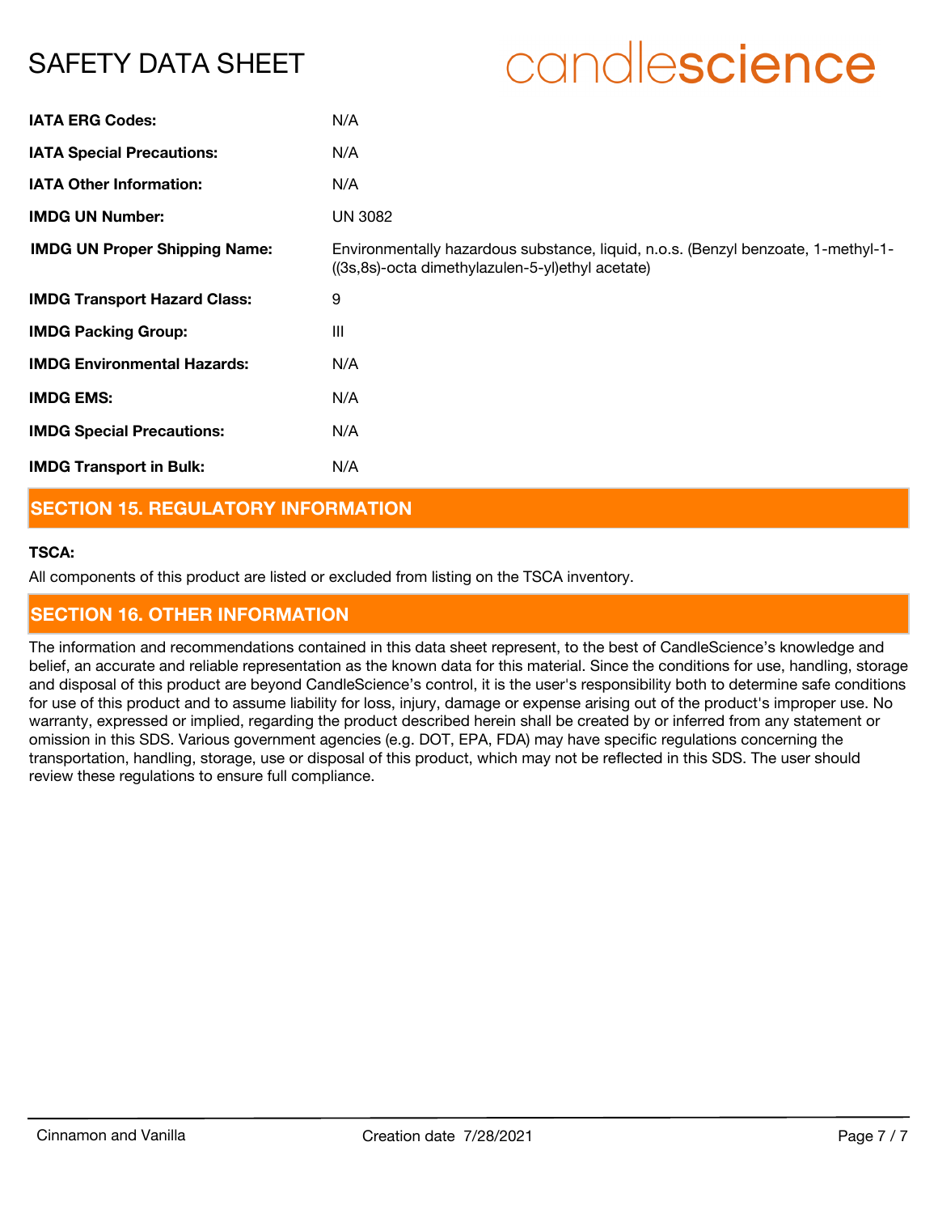| | |
|---|---|
| **IATA ERG Codes:** | N/A |
| **IATA Special Precautions:** | N/A |
| **IATA Other Information:** | N/A |
| **IMDG UN Number:** | UN 3082 |
| **IMDG UN Proper Shipping Name:** | Environmentally hazardous substance, liquid, n.o.s. (Benzyl benzoate, 1-methyl-1-((3s,8s)-octa dimethylazulen-5-yl)ethyl acetate) |
| **IMDG Transport Hazard Class:** | 9 |
| **IMDG Packing Group:** | III |
| **IMDG Environmental Hazards:** | N/A |
| **IMDG EMS:** | N/A |
| **IMDG Special Precautions:** | N/A |
| **IMDG Transport in Bulk:** | N/A |

## SECTION 15. REGULATORY INFORMATION

**TSCA:**

All components of this product are listed or excluded from listing on the TSCA inventory.

## SECTION 16. OTHER INFORMATION

The information and recommendations contained in this data sheet represent, to the best of CandleScience's knowledge and belief, an accurate and reliable representation as the known data for this material. Since the conditions for use, handling, storage and disposal of this product are beyond CandleScience's control, it is the user's responsibility both to determine safe conditions for use of this product and to assume liability for loss, injury, damage or expense arising out of the product's improper use. No warranty, expressed or implied, regarding the product described herein shall be created by or inferred from any statement or omission in this SDS. Various government agencies (e.g. DOT, EPA, FDA) may have specific regulations concerning the transportation, handling, storage, use or disposal of this product, which may not be reflected in this SDS. The user should review these regulations to ensure full compliance.